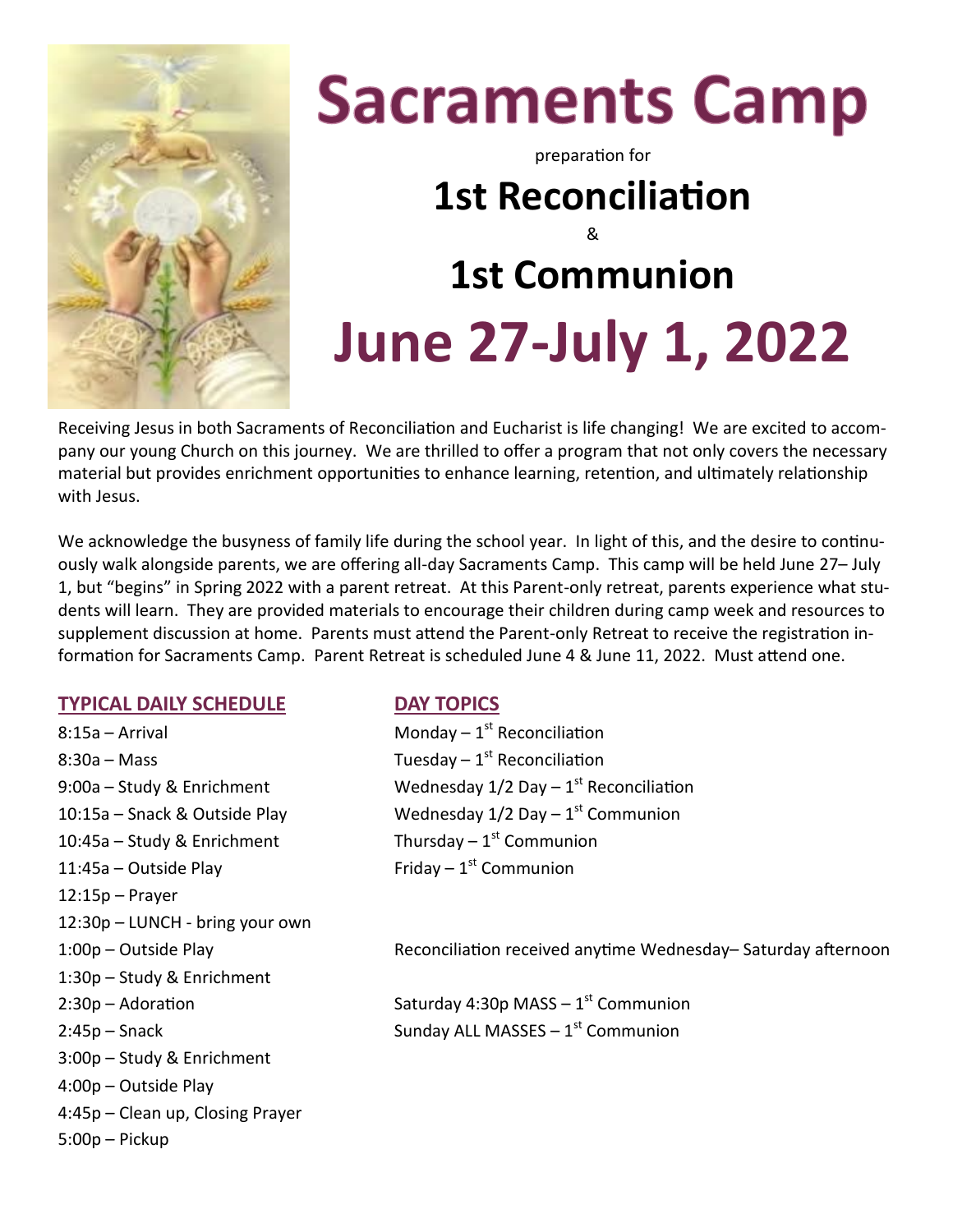# Sacraments Camp

preparation for

## 1st Reconciliation

&

## 1st Communion

# June 27-July 1, 2022

Receiving Jesus in both Sacraments of Reconciliation and Eucharist is life changing! We are excited to accompany our young Church on this journey. We are thrilled to offer a program that not only covers the necessary material but provides enrichment opportunities to enhance learning, retention, and ultimately relationship with Jesus.

We acknowledge the busyness of family life during the school year. In light of this, and the desire to continuously walk alongside parents, we are offering all-day Sacraments Camp. This camp will be held June 27– July 1, but "begins" in Spring 2022 with a parent retreat. At this Parent-only retreat, parents experience what students will learn. They are provided materials to encourage their children during camp week and resources to supplement discussion at home. Parents must attend the Parent-only Retreat to receive the registration information for Sacraments Camp. Parent Retreat is scheduled June 4 & June 11, 2022. Must attend one.

### TYPICAL DAILY SCHEDULE

8:15a – Arrival
8:30a – Mass
9:00a – Study & Enrichment
10:15a – Snack & Outside Play
10:45a – Study & Enrichment
11:45a – Outside Play
12:15p – Prayer
12:30p – LUNCH - bring your own
1:00p – Outside Play
1:30p – Study & Enrichment
2:30p – Adoration
2:45p – Snack
3:00p – Study & Enrichment
4:00p – Outside Play
4:45p – Clean up, Closing Prayer
5:00p – Pickup

### DAY TOPICS

Monday – 1st Reconciliation
Tuesday – 1st Reconciliation
Wednesday 1/2 Day – 1st Reconciliation
Wednesday 1/2 Day – 1st Communion
Thursday – 1st Communion
Friday – 1st Communion

Reconciliation received anytime Wednesday– Saturday afternoon

Saturday 4:30p MASS – 1st Communion
Sunday ALL MASSES – 1st Communion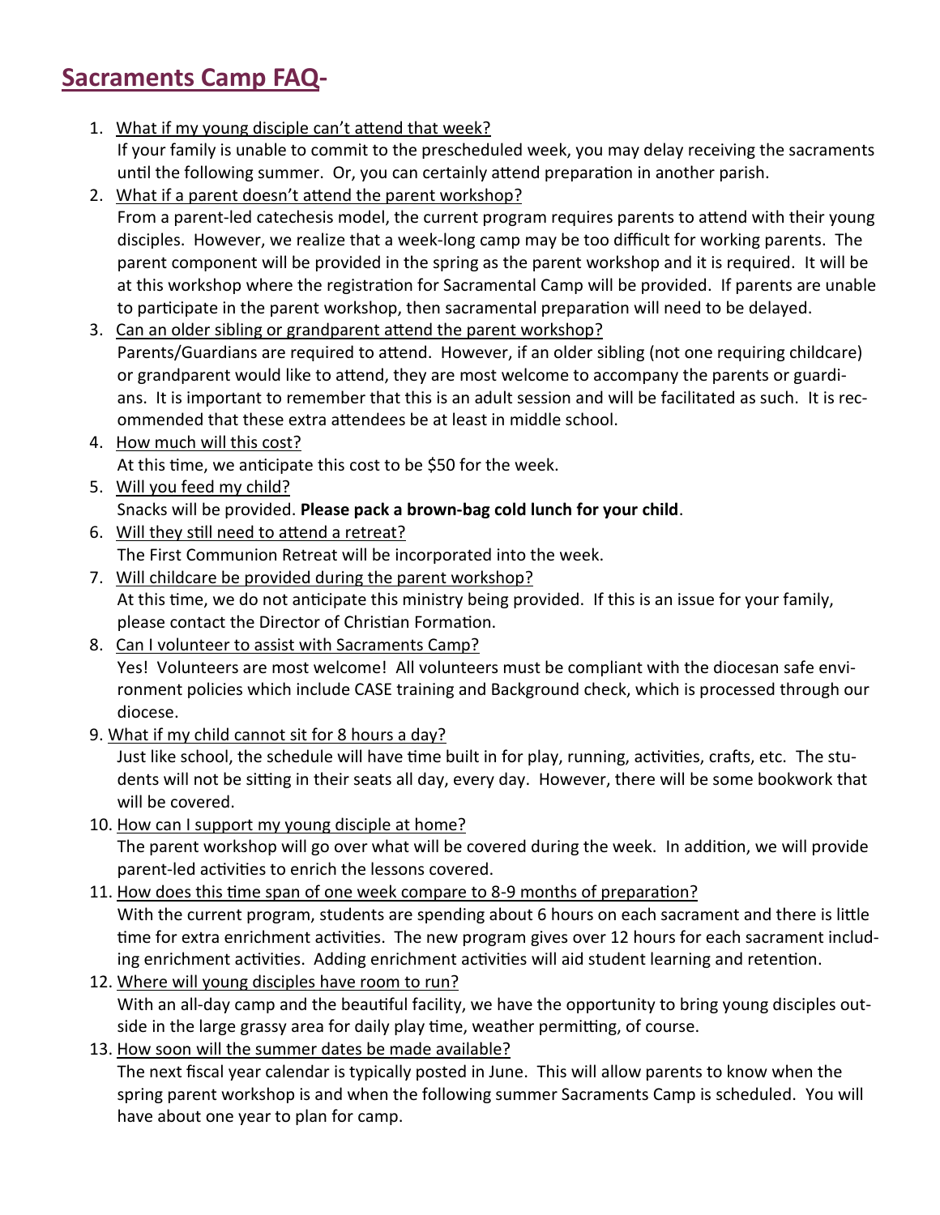## Sacraments Camp FAQ-

1. What if my young disciple can't attend that week?

   If your family is unable to commit to the prescheduled week, you may delay receiving the sacraments until the following summer. Or, you can certainly attend preparation in another parish.

2. What if a parent doesn't attend the parent workshop?

   From a parent-led catechesis model, the current program requires parents to attend with their young disciples. However, we realize that a week-long camp may be too difficult for working parents. The parent component will be provided in the spring as the parent workshop and it is required. It will be at this workshop where the registration for Sacramental Camp will be provided. If parents are unable to participate in the parent workshop, then sacramental preparation will need to be delayed.

3. Can an older sibling or grandparent attend the parent workshop?

   Parents/Guardians are required to attend. However, if an older sibling (not one requiring childcare) or grandparent would like to attend, they are most welcome to accompany the parents or guardians. It is important to remember that this is an adult session and will be facilitated as such. It is recommended that these extra attendees be at least in middle school.

4. How much will this cost?

   At this time, we anticipate this cost to be $50 for the week.

5. Will you feed my child?

   Snacks will be provided. **Please pack a brown-bag cold lunch for your child**.

6. Will they still need to attend a retreat?

   The First Communion Retreat will be incorporated into the week.

7. Will childcare be provided during the parent workshop?

   At this time, we do not anticipate this ministry being provided. If this is an issue for your family, please contact the Director of Christian Formation.

8. Can I volunteer to assist with Sacraments Camp?

   Yes! Volunteers are most welcome! All volunteers must be compliant with the diocesan safe environment policies which include CASE training and Background check, which is processed through our diocese.

9. What if my child cannot sit for 8 hours a day?

   Just like school, the schedule will have time built in for play, running, activities, crafts, etc. The students will not be sitting in their seats all day, every day. However, there will be some bookwork that will be covered.

10. How can I support my young disciple at home?

    The parent workshop will go over what will be covered during the week. In addition, we will provide parent-led activities to enrich the lessons covered.

11. How does this time span of one week compare to 8-9 months of preparation?

    With the current program, students are spending about 6 hours on each sacrament and there is little time for extra enrichment activities. The new program gives over 12 hours for each sacrament including enrichment activities. Adding enrichment activities will aid student learning and retention.

12. Where will young disciples have room to run?

    With an all-day camp and the beautiful facility, we have the opportunity to bring young disciples outside in the large grassy area for daily play time, weather permitting, of course.

13. How soon will the summer dates be made available?

    The next fiscal year calendar is typically posted in June. This will allow parents to know when the spring parent workshop is and when the following summer Sacraments Camp is scheduled. You will have about one year to plan for camp.